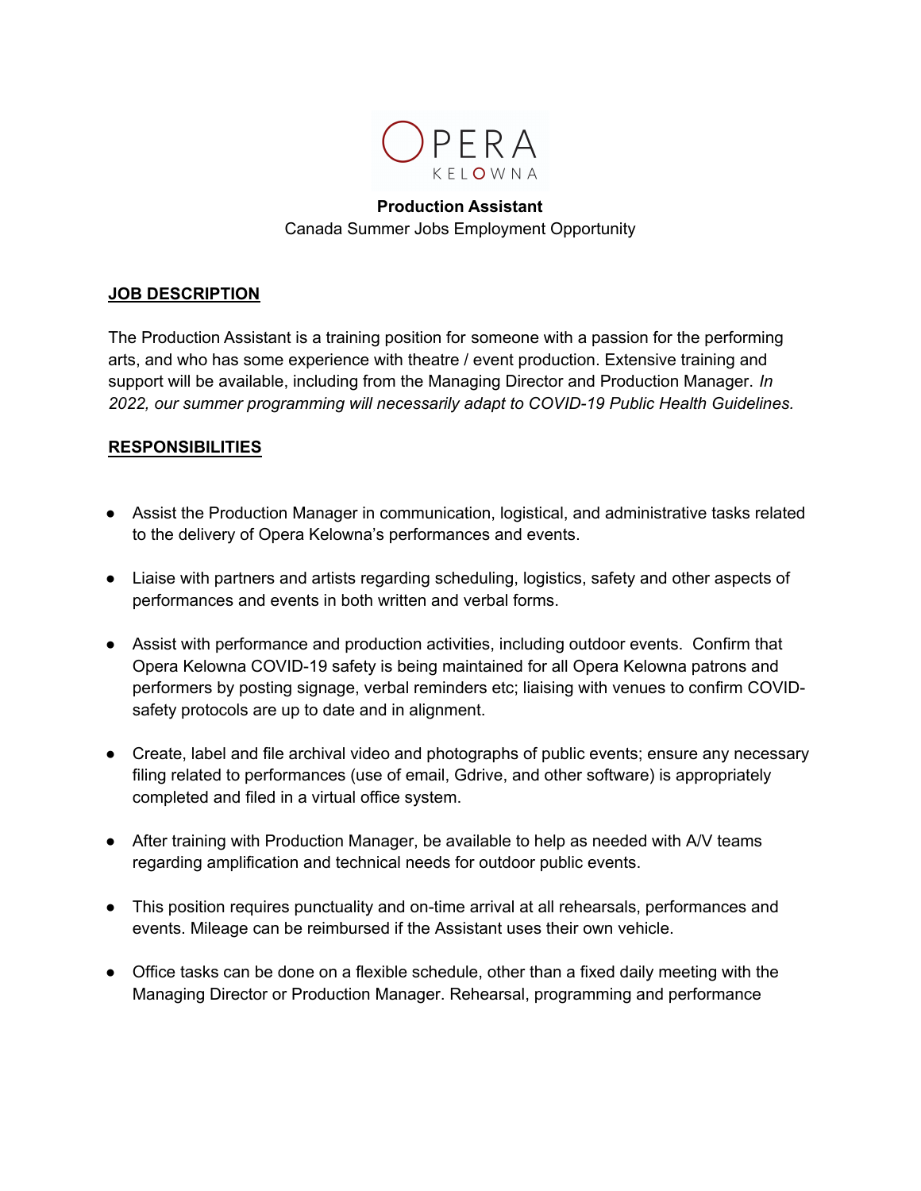OPERA
KELOWNA

**Production Assistant**
Canada Summer Jobs Employment Opportunity

## JOB DESCRIPTION

The Production Assistant is a training position for someone with a passion for the performing arts, and who has some experience with theatre / event production. Extensive training and support will be available, including from the Managing Director and Production Manager. *In 2022, our summer programming will necessarily adapt to COVID-19 Public Health Guidelines.*

## RESPONSIBILITIES

- Assist the Production Manager in communication, logistical, and administrative tasks related to the delivery of Opera Kelowna's performances and events.
- Liaise with partners and artists regarding scheduling, logistics, safety and other aspects of performances and events in both written and verbal forms.
- Assist with performance and production activities, including outdoor events. Confirm that Opera Kelowna COVID-19 safety is being maintained for all Opera Kelowna patrons and performers by posting signage, verbal reminders etc; liaising with venues to confirm COVID-safety protocols are up to date and in alignment.
- Create, label and file archival video and photographs of public events; ensure any necessary filing related to performances (use of email, Gdrive, and other software) is appropriately completed and filed in a virtual office system.
- After training with Production Manager, be available to help as needed with A/V teams regarding amplification and technical needs for outdoor public events.
- This position requires punctuality and on-time arrival at all rehearsals, performances and events. Mileage can be reimbursed if the Assistant uses their own vehicle.
- Office tasks can be done on a flexible schedule, other than a fixed daily meeting with the Managing Director or Production Manager. Rehearsal, programming and performance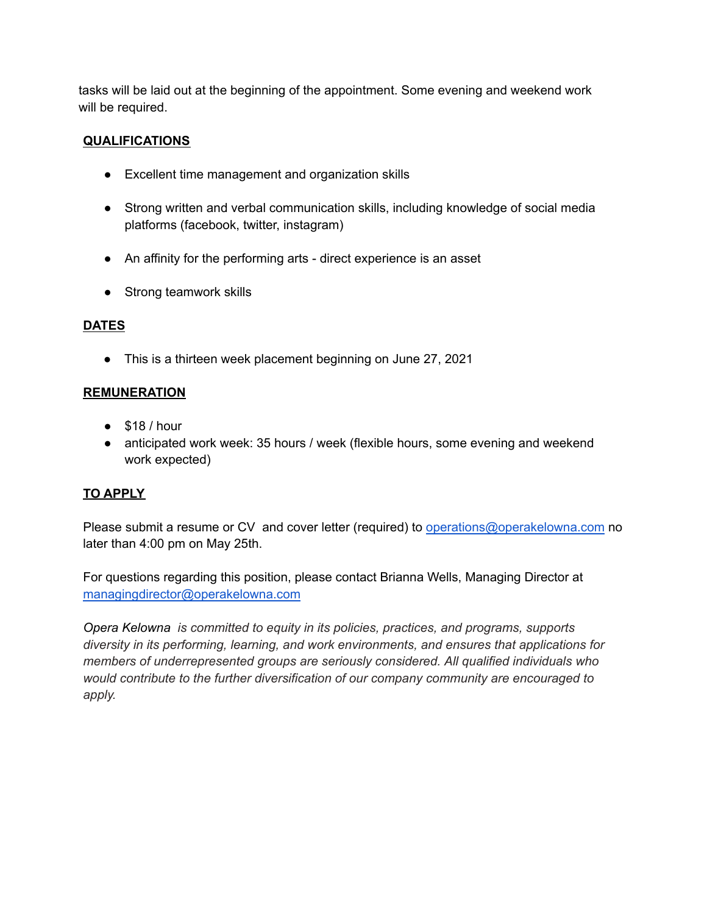tasks will be laid out at the beginning of the appointment. Some evening and weekend work will be required.

**QUALIFICATIONS**

- Excellent time management and organization skills
- Strong written and verbal communication skills, including knowledge of social media platforms (facebook, twitter, instagram)
- An affinity for the performing arts - direct experience is an asset
- Strong teamwork skills

**DATES**

- This is a thirteen week placement beginning on June 27, 2021

**REMUNERATION**

- $18 / hour
- anticipated work week: 35 hours / week (flexible hours, some evening and weekend work expected)

**TO APPLY**

Please submit a resume or CV and cover letter (required) to operations@operakelowna.com no later than 4:00 pm on May 25th.

For questions regarding this position, please contact Brianna Wells, Managing Director at managingdirector@operakelowna.com

*Opera Kelowna is committed to equity in its policies, practices, and programs, supports diversity in its performing, learning, and work environments, and ensures that applications for members of underrepresented groups are seriously considered. All qualified individuals who would contribute to the further diversification of our company community are encouraged to apply.*